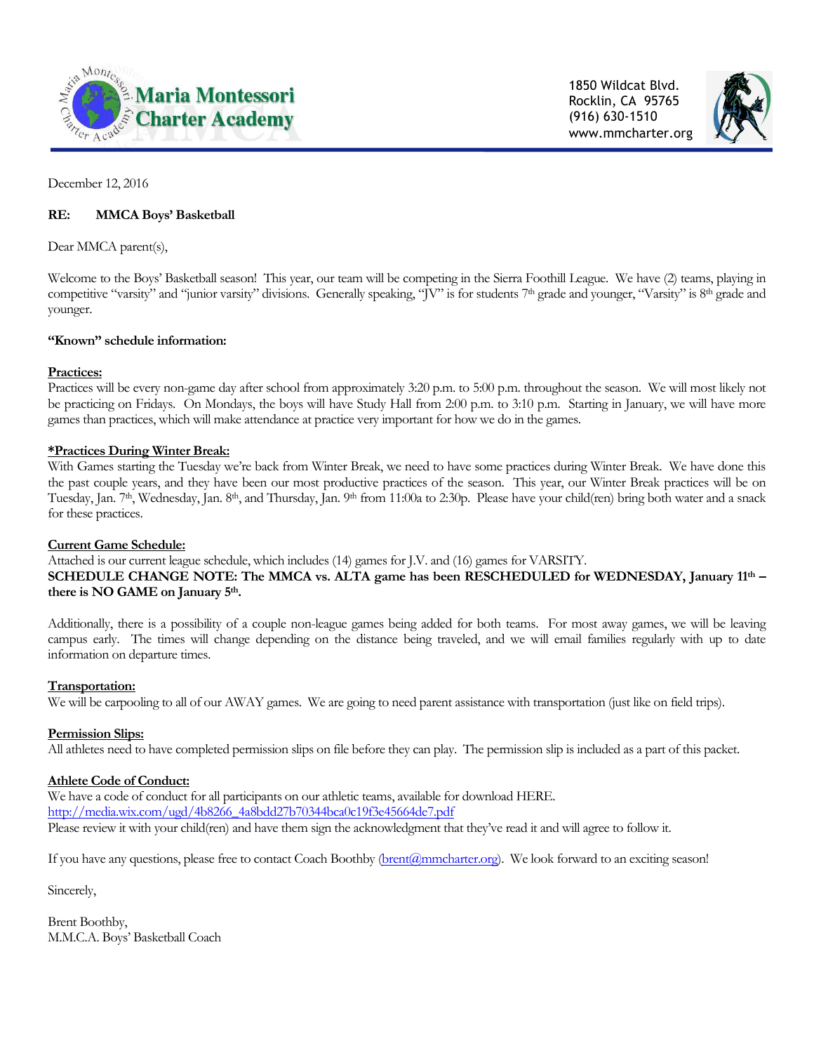**Maria Montessori Charter Academy**

1850 Wildcat Blvd.
Rocklin, CA 95765
(916) 630-1510
www.mmcharter.org

December 12, 2016

**RE: MMCA Boys' Basketball**

Dear MMCA parent(s),

Welcome to the Boys' Basketball season! This year, our team will be competing in the Sierra Foothill League. We have (2) teams, playing in competitive "varsity" and "junior varsity" divisions. Generally speaking, "JV" is for students 7th grade and younger, "Varsity" is 8th grade and younger.

**"Known" schedule information:**

**Practices:**
Practices will be every non-game day after school from approximately 3:20 p.m. to 5:00 p.m. throughout the season. We will most likely not be practicing on Fridays. On Mondays, the boys will have Study Hall from 2:00 p.m. to 3:10 p.m. Starting in January, we will have more games than practices, which will make attendance at practice very important for how we do in the games.

**\*Practices During Winter Break:**
With Games starting the Tuesday we're back from Winter Break, we need to have some practices during Winter Break. We have done this the past couple years, and they have been our most productive practices of the season. This year, our Winter Break practices will be on Tuesday, Jan. 7th, Wednesday, Jan. 8th, and Thursday, Jan. 9th from 11:00a to 2:30p. Please have your child(ren) bring both water and a snack for these practices.

**Current Game Schedule:**
Attached is our current league schedule, which includes (14) games for J.V. and (16) games for VARSITY.
**SCHEDULE CHANGE NOTE: The MMCA vs. ALTA game has been RESCHEDULED for WEDNESDAY, January 11th – there is NO GAME on January 5th.**

Additionally, there is a possibility of a couple non-league games being added for both teams. For most away games, we will be leaving campus early. The times will change depending on the distance being traveled, and we will email families regularly with up to date information on departure times.

**Transportation:**
We will be carpooling to all of our AWAY games. We are going to need parent assistance with transportation (just like on field trips).

**Permission Slips:**
All athletes need to have completed permission slips on file before they can play. The permission slip is included as a part of this packet.

**Athlete Code of Conduct:**
We have a code of conduct for all participants on our athletic teams, available for download HERE.
http://media.wix.com/ugd/4b8266_4a8bdd27b70344bca0c19f3e45664de7.pdf
Please review it with your child(ren) and have them sign the acknowledgment that they've read it and will agree to follow it.

If you have any questions, please free to contact Coach Boothby (brent@mmcharter.org). We look forward to an exciting season!

Sincerely,

Brent Boothby,
M.M.C.A. Boys' Basketball Coach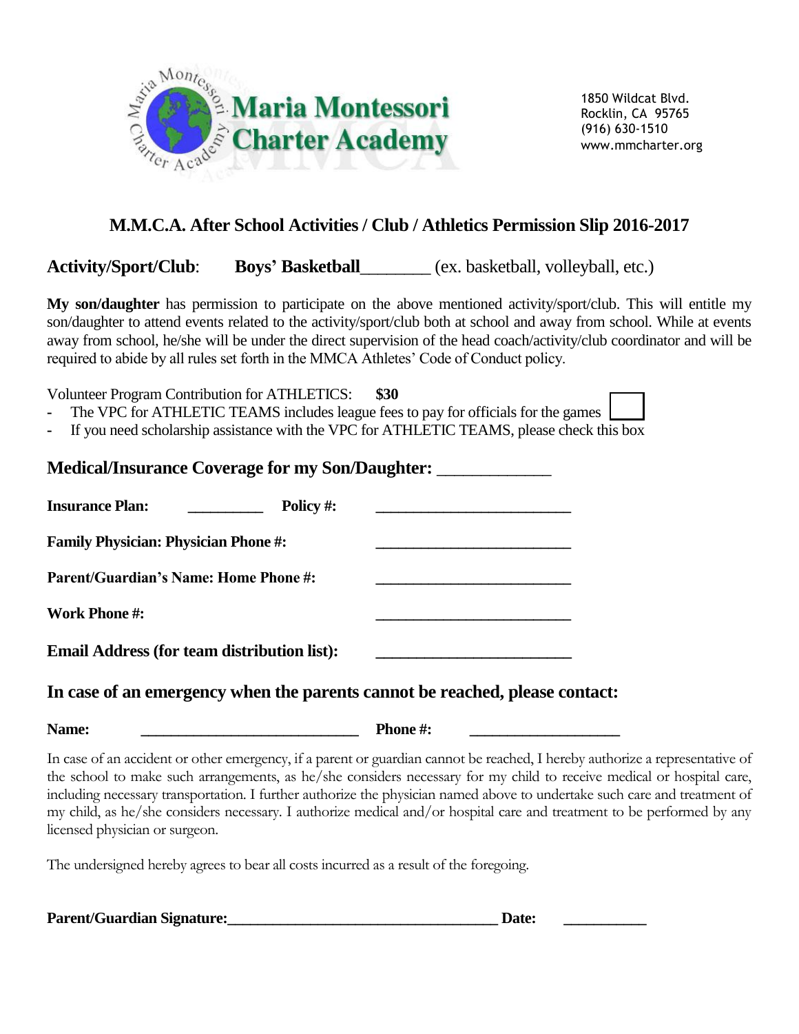Maria Montessori Charter Academy

1850 Wildcat Blvd.
Rocklin, CA 95765
(916) 630-1510
www.mmcharter.org

## M.M.C.A. After School Activities / Club / Athletics Permission Slip 2016-2017

**Activity/Sport/Club**: **Boys' Basketball**________ (ex. basketball, volleyball, etc.)

**My son/daughter** has permission to participate on the above mentioned activity/sport/club. This will entitle my son/daughter to attend events related to the activity/sport/club both at school and away from school. While at events away from school, he/she will be under the direct supervision of the head coach/activity/club coordinator and will be required to abide by all rules set forth in the MMCA Athletes' Code of Conduct policy.

Volunteer Program Contribution for ATHLETICS: **$30**

- The VPC for ATHLETIC TEAMS includes league fees to pay for officials for the games ☐
- If you need scholarship assistance with the VPC for ATHLETIC TEAMS, please check this box

### Medical/Insurance Coverage for my Son/Daughter: _____________

**Insurance Plan:** __________ **Policy #:** __________________________

**Family Physician: Physician Phone #:** __________________________

**Parent/Guardian's Name: Home Phone #:** __________________________

**Work Phone #:** __________________________

**Email Address (for team distribution list):** __________________________

### In case of an emergency when the parents cannot be reached, please contact:

**Name:** ____________________________ **Phone #:** ___________________

In case of an accident or other emergency, if a parent or guardian cannot be reached, I hereby authorize a representative of the school to make such arrangements, as he/she considers necessary for my child to receive medical or hospital care, including necessary transportation. I further authorize the physician named above to undertake such care and treatment of my child, as he/she considers necessary. I authorize medical and/or hospital care and treatment to be performed by any licensed physician or surgeon.

The undersigned hereby agrees to bear all costs incurred as a result of the foregoing.

**Parent/Guardian Signature:**___________________________________ **Date:** ___________